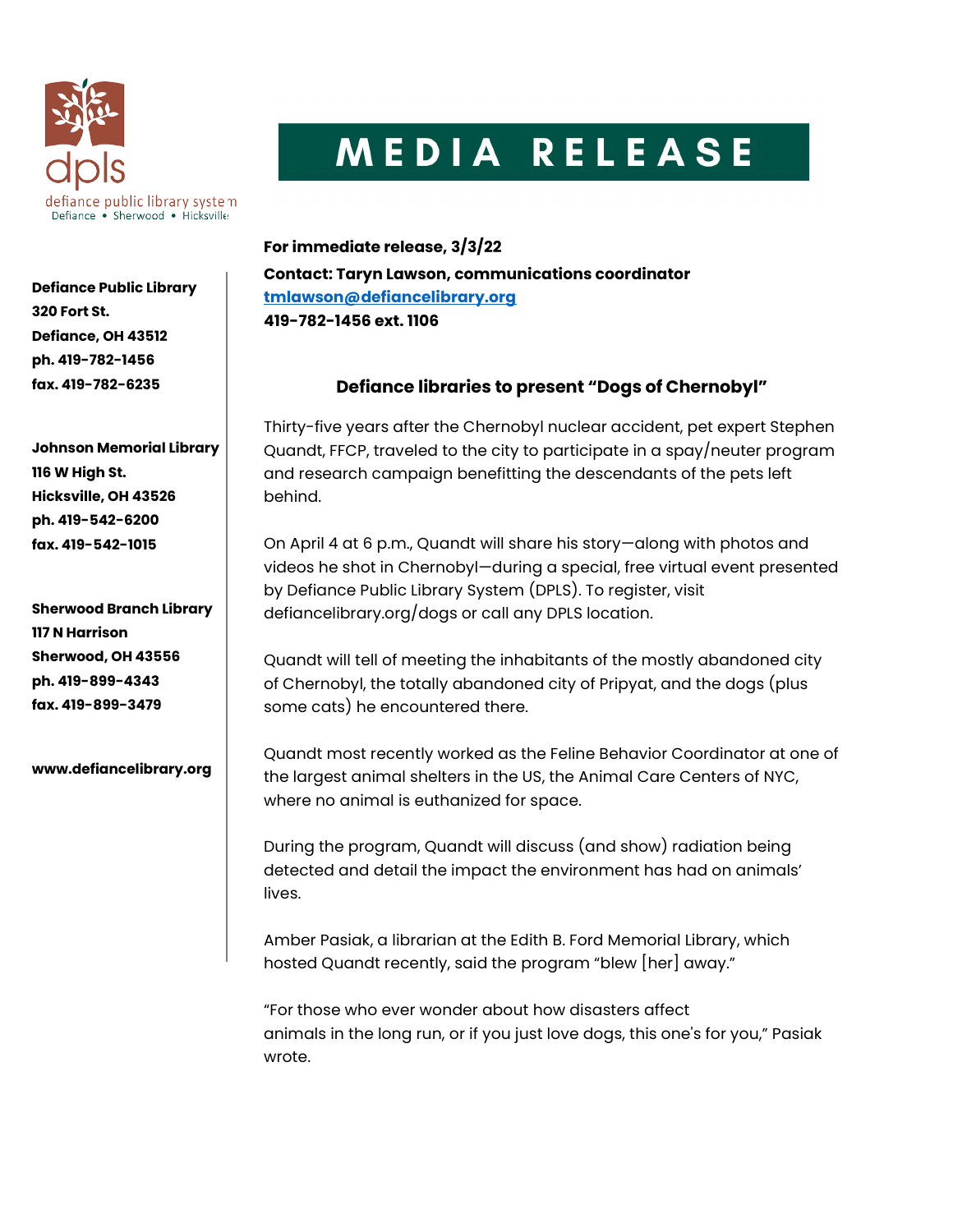dpls
defiance public library system
Defiance • Sherwood • Hicksville

# MEDIA RELEASE

**Defiance Public Library**
**320 Fort St.**
**Defiance, OH 43512**
**ph. 419-782-1456**
**fax. 419-782-6235**

**Johnson Memorial Library**
**116 W High St.**
**Hicksville, OH 43526**
**ph. 419-542-6200**
**fax. 419-542-1015**

**Sherwood Branch Library**
**117 N Harrison**
**Sherwood, OH 43556**
**ph. 419-899-4343**
**fax. 419-899-3479**

**www.defiancelibrary.org**

**For immediate release, 3/3/22**
**Contact: Taryn Lawson, communications coordinator**
**tmlawson@defiancelibrary.org**
**419-782-1456 ext. 1106**

## Defiance libraries to present "Dogs of Chernobyl"

Thirty-five years after the Chernobyl nuclear accident, pet expert Stephen Quandt, FFCP, traveled to the city to participate in a spay/neuter program and research campaign benefitting the descendants of the pets left behind.

On April 4 at 6 p.m., Quandt will share his story—along with photos and videos he shot in Chernobyl—during a special, free virtual event presented by Defiance Public Library System (DPLS). To register, visit defiancelibrary.org/dogs or call any DPLS location.

Quandt will tell of meeting the inhabitants of the mostly abandoned city of Chernobyl, the totally abandoned city of Pripyat, and the dogs (plus some cats) he encountered there.

Quandt most recently worked as the Feline Behavior Coordinator at one of the largest animal shelters in the US, the Animal Care Centers of NYC, where no animal is euthanized for space.

During the program, Quandt will discuss (and show) radiation being detected and detail the impact the environment has had on animals' lives.

Amber Pasiak, a librarian at the Edith B. Ford Memorial Library, which hosted Quandt recently, said the program "blew [her] away."

"For those who ever wonder about how disasters affect animals in the long run, or if you just love dogs, this one's for you," Pasiak wrote.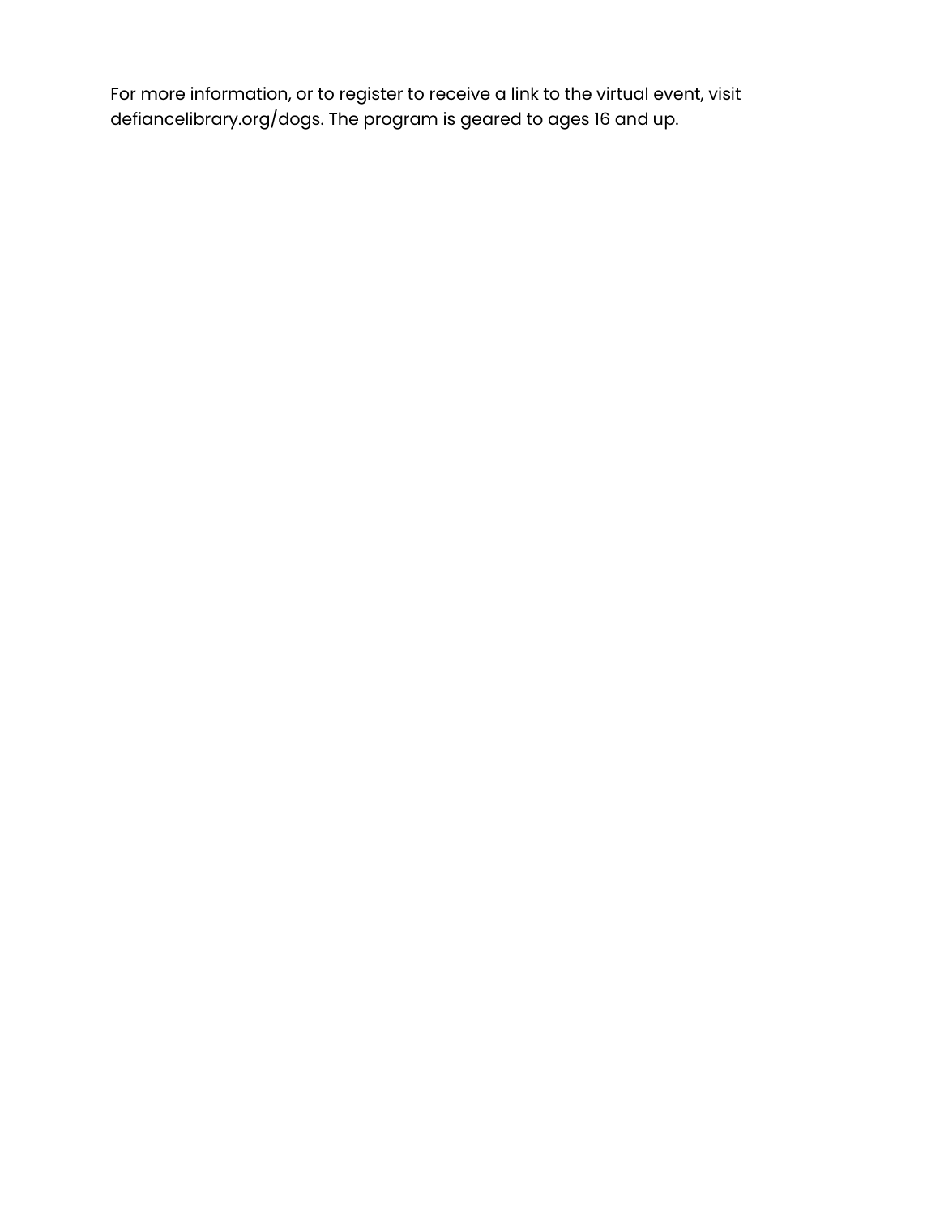For more information, or to register to receive a link to the virtual event, visit defiancelibrary.org/dogs. The program is geared to ages 16 and up.